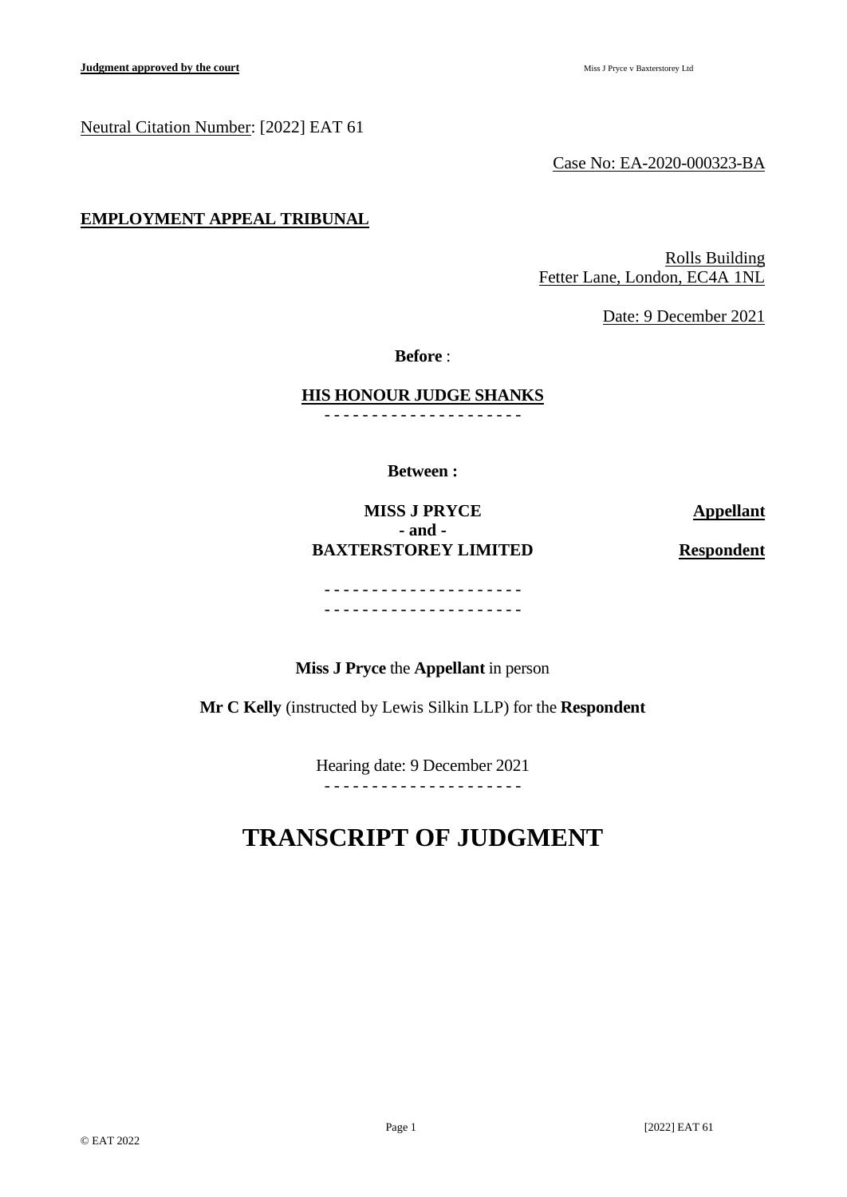Neutral Citation Number: [2022] EAT 61

Case No: EA-2020-000323-BA

**EMPLOYMENT APPEAL TRIBUNAL**

Rolls Building
Fetter Lane, London, EC4A 1NL

Date: 9 December 2021

**Before** :

**HIS HONOUR JUDGE SHANKS**

- - - - - - - - - - - - - - - - - - - - -

**Between :**

**MISS J PRYCE** **Appellant**
**- and -**
**BAXTERSTOREY LIMITED** **Respondent**

- - - - - - - - - - - - - - - - - - - - -
- - - - - - - - - - - - - - - - - - - - -

**Miss J Pryce** the **Appellant** in person

**Mr C Kelly** (instructed by Lewis Silkin LLP) for the **Respondent**

Hearing date: 9 December 2021

- - - - - - - - - - - - - - - - - - - - -

# TRANSCRIPT OF JUDGMENT

© EAT 2022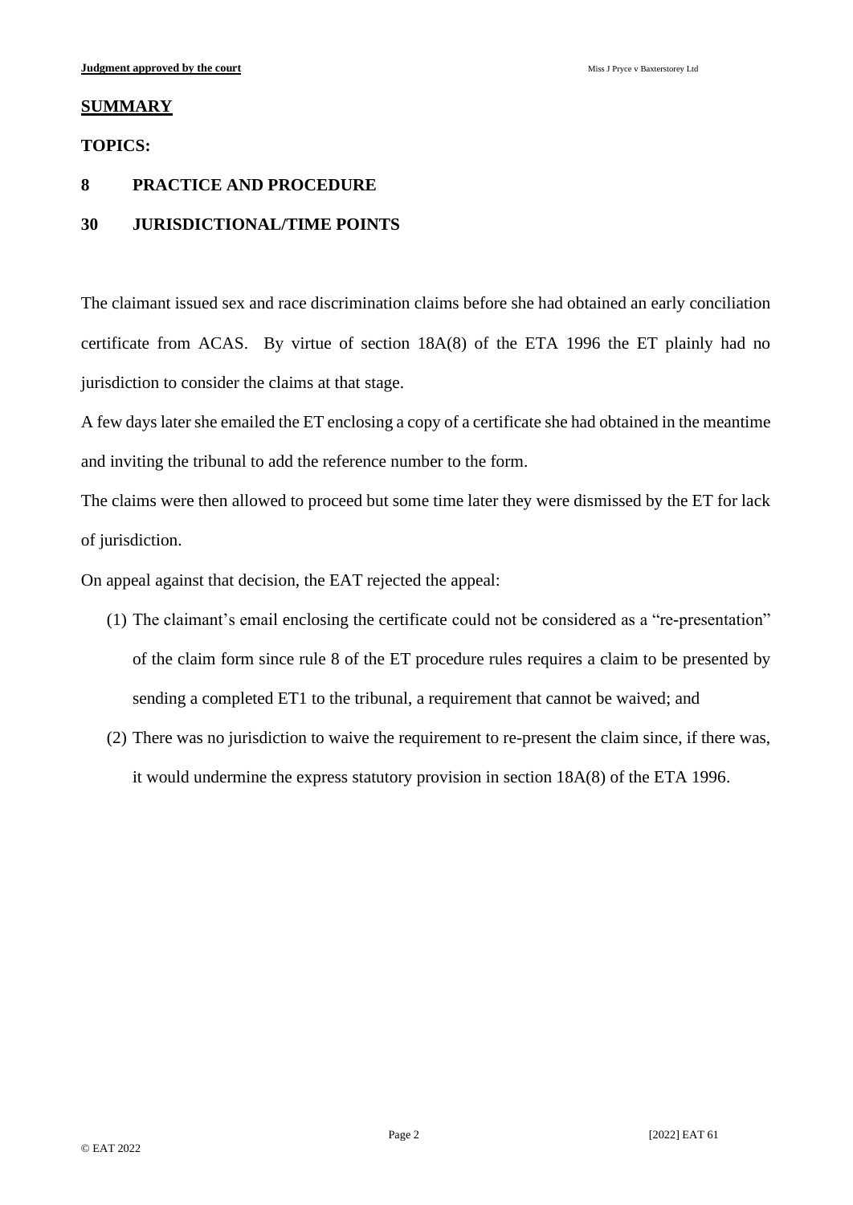## SUMMARY

**TOPICS:**

**8 PRACTICE AND PROCEDURE**

**30 JURISDICTIONAL/TIME POINTS**

The claimant issued sex and race discrimination claims before she had obtained an early conciliation certificate from ACAS. By virtue of section 18A(8) of the ETA 1996 the ET plainly had no jurisdiction to consider the claims at that stage.

A few days later she emailed the ET enclosing a copy of a certificate she had obtained in the meantime and inviting the tribunal to add the reference number to the form.

The claims were then allowed to proceed but some time later they were dismissed by the ET for lack of jurisdiction.

On appeal against that decision, the EAT rejected the appeal:

(1) The claimant's email enclosing the certificate could not be considered as a "re-presentation" of the claim form since rule 8 of the ET procedure rules requires a claim to be presented by sending a completed ET1 to the tribunal, a requirement that cannot be waived; and

(2) There was no jurisdiction to waive the requirement to re-present the claim since, if there was, it would undermine the express statutory provision in section 18A(8) of the ETA 1996.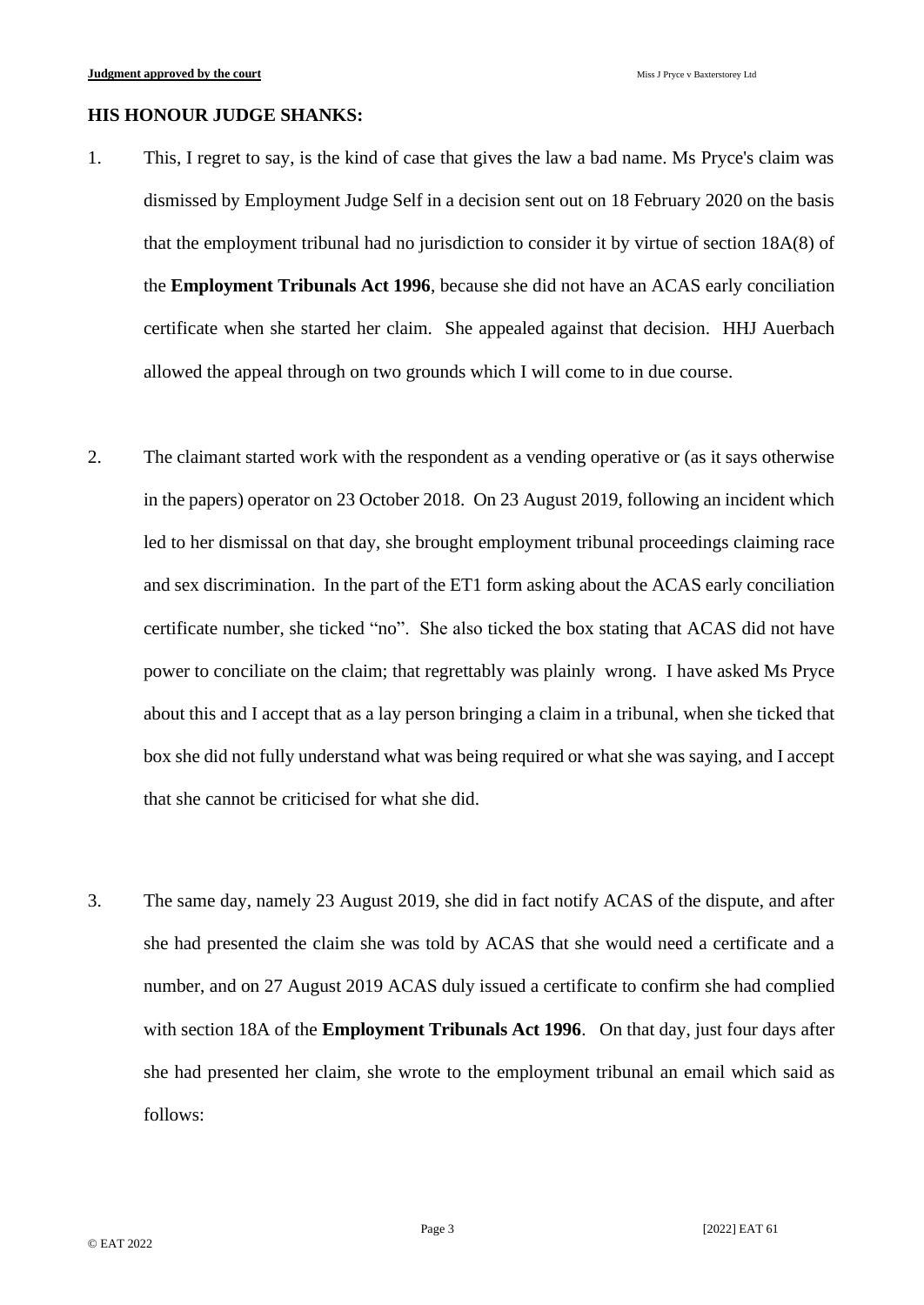**HIS HONOUR JUDGE SHANKS:**

1. This, I regret to say, is the kind of case that gives the law a bad name. Ms Pryce's claim was dismissed by Employment Judge Self in a decision sent out on 18 February 2020 on the basis that the employment tribunal had no jurisdiction to consider it by virtue of section 18A(8) of the **Employment Tribunals Act 1996**, because she did not have an ACAS early conciliation certificate when she started her claim. She appealed against that decision. HHJ Auerbach allowed the appeal through on two grounds which I will come to in due course.

2. The claimant started work with the respondent as a vending operative or (as it says otherwise in the papers) operator on 23 October 2018. On 23 August 2019, following an incident which led to her dismissal on that day, she brought employment tribunal proceedings claiming race and sex discrimination. In the part of the ET1 form asking about the ACAS early conciliation certificate number, she ticked "no". She also ticked the box stating that ACAS did not have power to conciliate on the claim; that regrettably was plainly wrong. I have asked Ms Pryce about this and I accept that as a lay person bringing a claim in a tribunal, when she ticked that box she did not fully understand what was being required or what she was saying, and I accept that she cannot be criticised for what she did.

3. The same day, namely 23 August 2019, she did in fact notify ACAS of the dispute, and after she had presented the claim she was told by ACAS that she would need a certificate and a number, and on 27 August 2019 ACAS duly issued a certificate to confirm she had complied with section 18A of the **Employment Tribunals Act 1996**. On that day, just four days after she had presented her claim, she wrote to the employment tribunal an email which said as follows: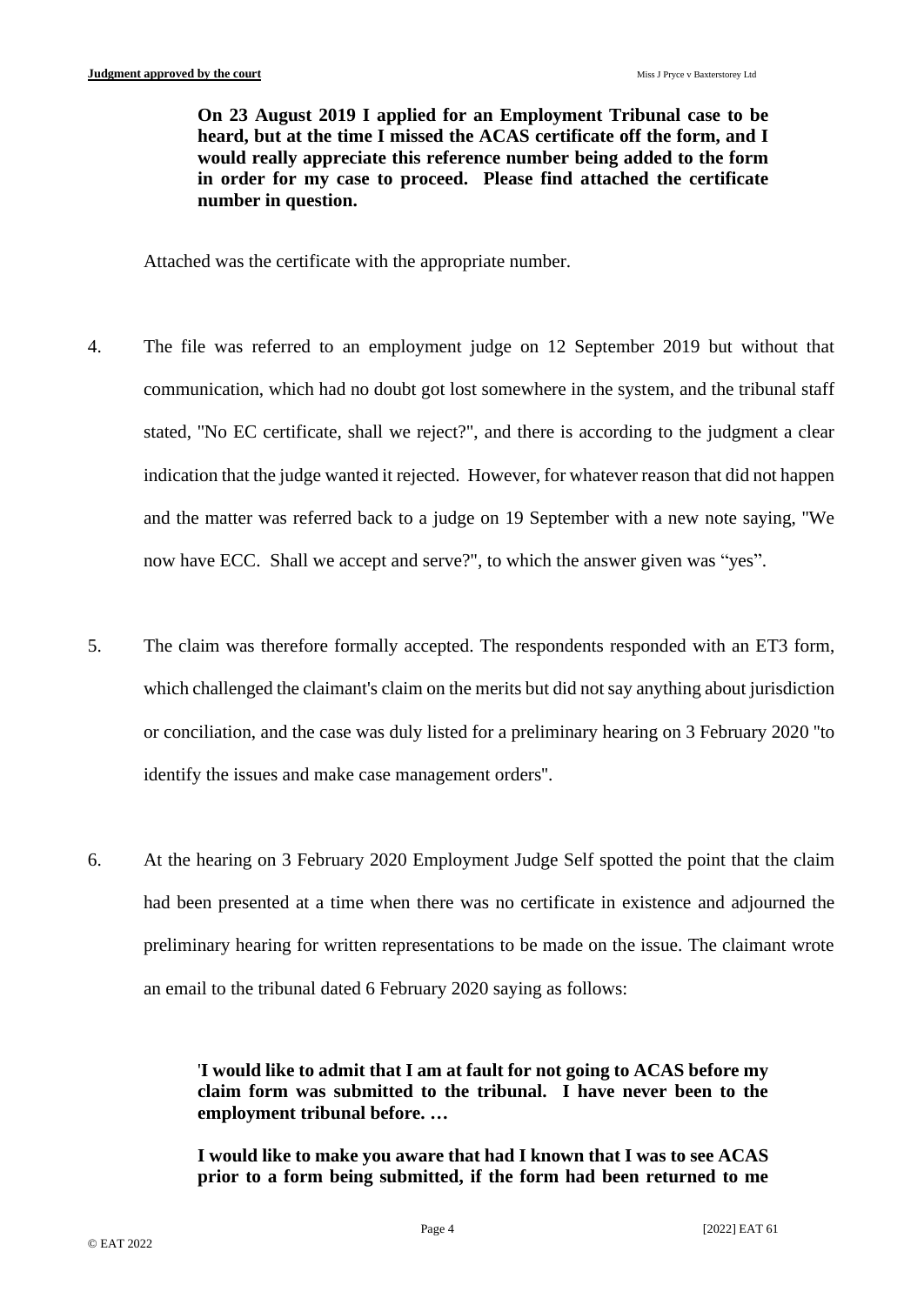> **On 23 August 2019 I applied for an Employment Tribunal case to be heard, but at the time I missed the ACAS certificate off the form, and I would really appreciate this reference number being added to the form in order for my case to proceed. Please find attached the certificate number in question.**

Attached was the certificate with the appropriate number.

4. The file was referred to an employment judge on 12 September 2019 but without that communication, which had no doubt got lost somewhere in the system, and the tribunal staff stated, "No EC certificate, shall we reject?", and there is according to the judgment a clear indication that the judge wanted it rejected. However, for whatever reason that did not happen and the matter was referred back to a judge on 19 September with a new note saying, "We now have ECC. Shall we accept and serve?", to which the answer given was "yes".

5. The claim was therefore formally accepted. The respondents responded with an ET3 form, which challenged the claimant's claim on the merits but did not say anything about jurisdiction or conciliation, and the case was duly listed for a preliminary hearing on 3 February 2020 "to identify the issues and make case management orders".

6. At the hearing on 3 February 2020 Employment Judge Self spotted the point that the claim had been presented at a time when there was no certificate in existence and adjourned the preliminary hearing for written representations to be made on the issue. The claimant wrote an email to the tribunal dated 6 February 2020 saying as follows:

> '**I would like to admit that I am at fault for not going to ACAS before my claim form was submitted to the tribunal. I have never been to the employment tribunal before. …**
>
> **I would like to make you aware that had I known that I was to see ACAS prior to a form being submitted, if the form had been returned to me**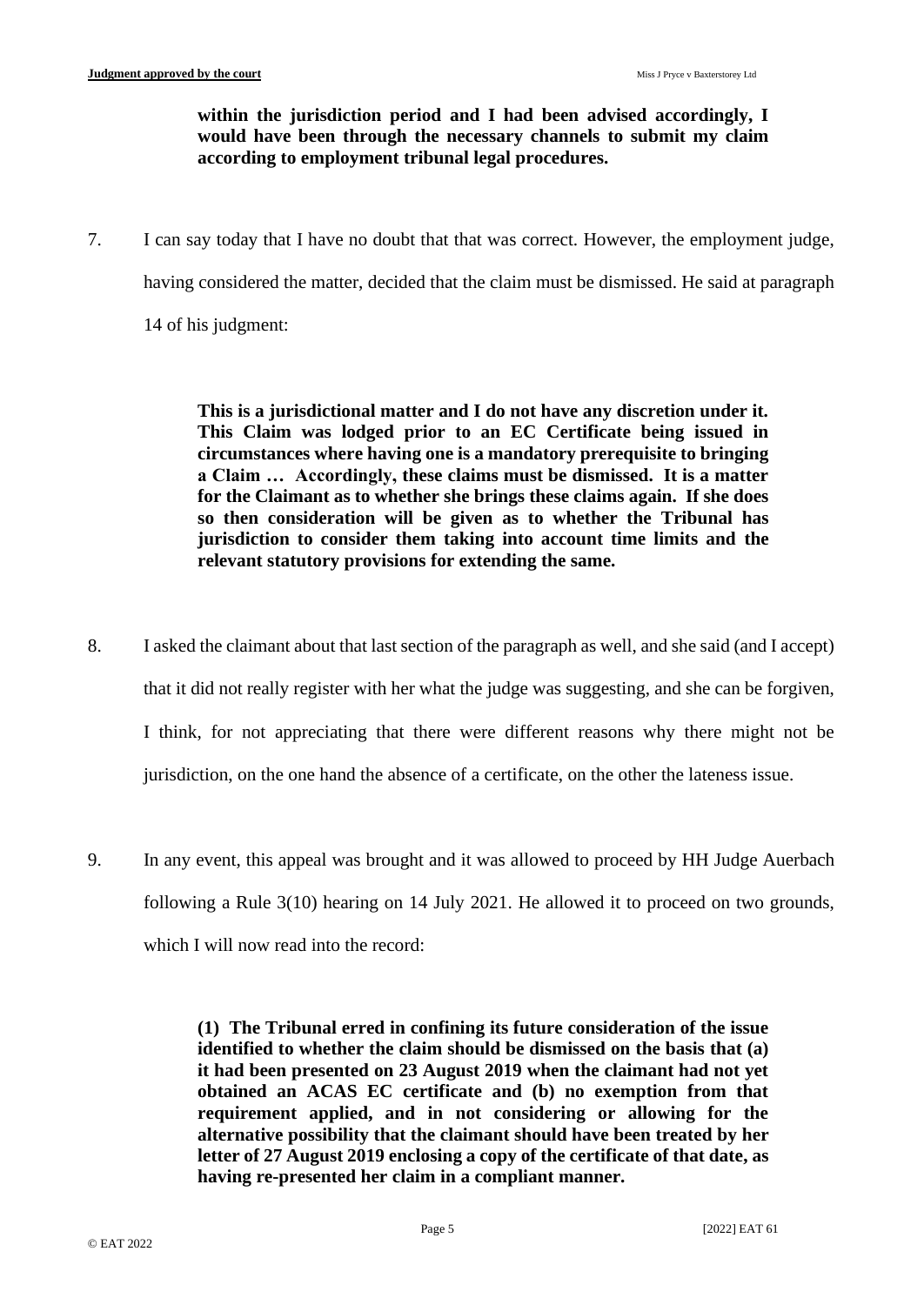> **within the jurisdiction period and I had been advised accordingly, I would have been through the necessary channels to submit my claim according to employment tribunal legal procedures.**

7. I can say today that I have no doubt that that was correct. However, the employment judge, having considered the matter, decided that the claim must be dismissed. He said at paragraph 14 of his judgment:

> **This is a jurisdictional matter and I do not have any discretion under it. This Claim was lodged prior to an EC Certificate being issued in circumstances where having one is a mandatory prerequisite to bringing a Claim … Accordingly, these claims must be dismissed. It is a matter for the Claimant as to whether she brings these claims again. If she does so then consideration will be given as to whether the Tribunal has jurisdiction to consider them taking into account time limits and the relevant statutory provisions for extending the same.**

8. I asked the claimant about that last section of the paragraph as well, and she said (and I accept) that it did not really register with her what the judge was suggesting, and she can be forgiven, I think, for not appreciating that there were different reasons why there might not be jurisdiction, on the one hand the absence of a certificate, on the other the lateness issue.

9. In any event, this appeal was brought and it was allowed to proceed by HH Judge Auerbach following a Rule 3(10) hearing on 14 July 2021. He allowed it to proceed on two grounds, which I will now read into the record:

> **(1) The Tribunal erred in confining its future consideration of the issue identified to whether the claim should be dismissed on the basis that (a) it had been presented on 23 August 2019 when the claimant had not yet obtained an ACAS EC certificate and (b) no exemption from that requirement applied, and in not considering or allowing for the alternative possibility that the claimant should have been treated by her letter of 27 August 2019 enclosing a copy of the certificate of that date, as having re-presented her claim in a compliant manner.**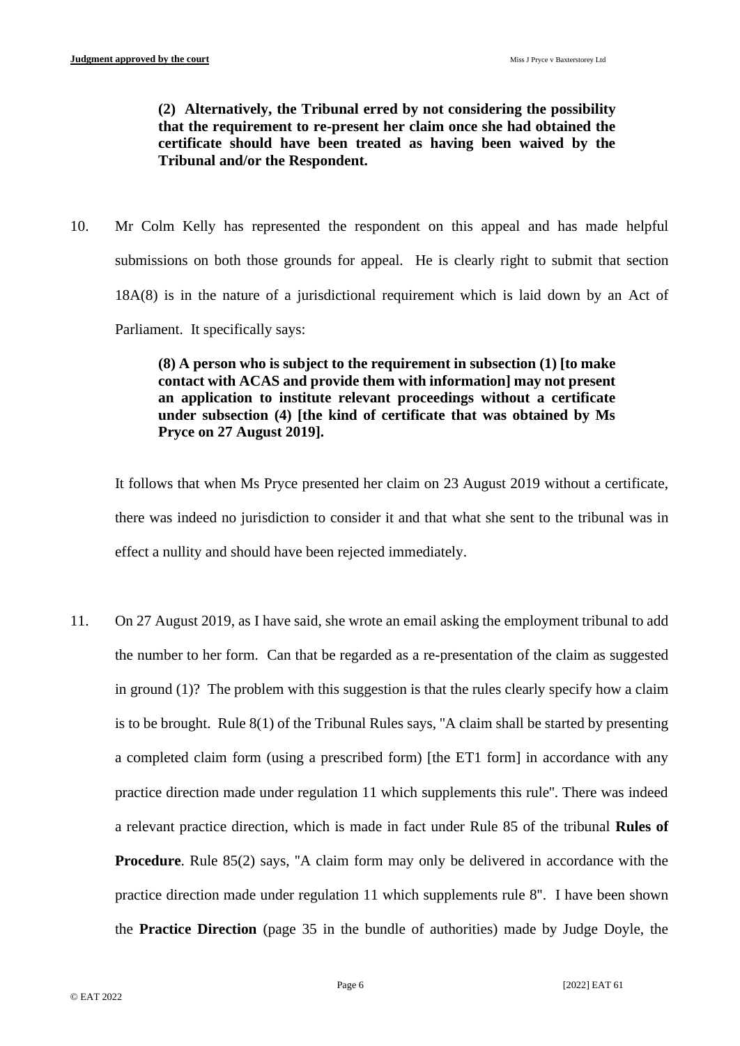> **(2) Alternatively, the Tribunal erred by not considering the possibility that the requirement to re-present her claim once she had obtained the certificate should have been treated as having been waived by the Tribunal and/or the Respondent.**

10. Mr Colm Kelly has represented the respondent on this appeal and has made helpful submissions on both those grounds for appeal. He is clearly right to submit that section 18A(8) is in the nature of a jurisdictional requirement which is laid down by an Act of Parliament. It specifically says:

> **(8) A person who is subject to the requirement in subsection (1) [to make contact with ACAS and provide them with information] may not present an application to institute relevant proceedings without a certificate under subsection (4) [the kind of certificate that was obtained by Ms Pryce on 27 August 2019].**

It follows that when Ms Pryce presented her claim on 23 August 2019 without a certificate, there was indeed no jurisdiction to consider it and that what she sent to the tribunal was in effect a nullity and should have been rejected immediately.

11. On 27 August 2019, as I have said, she wrote an email asking the employment tribunal to add the number to her form. Can that be regarded as a re-presentation of the claim as suggested in ground (1)? The problem with this suggestion is that the rules clearly specify how a claim is to be brought. Rule 8(1) of the Tribunal Rules says, "A claim shall be started by presenting a completed claim form (using a prescribed form) [the ET1 form] in accordance with any practice direction made under regulation 11 which supplements this rule". There was indeed a relevant practice direction, which is made in fact under Rule 85 of the tribunal **Rules of Procedure**. Rule 85(2) says, "A claim form may only be delivered in accordance with the practice direction made under regulation 11 which supplements rule 8". I have been shown the **Practice Direction** (page 35 in the bundle of authorities) made by Judge Doyle, the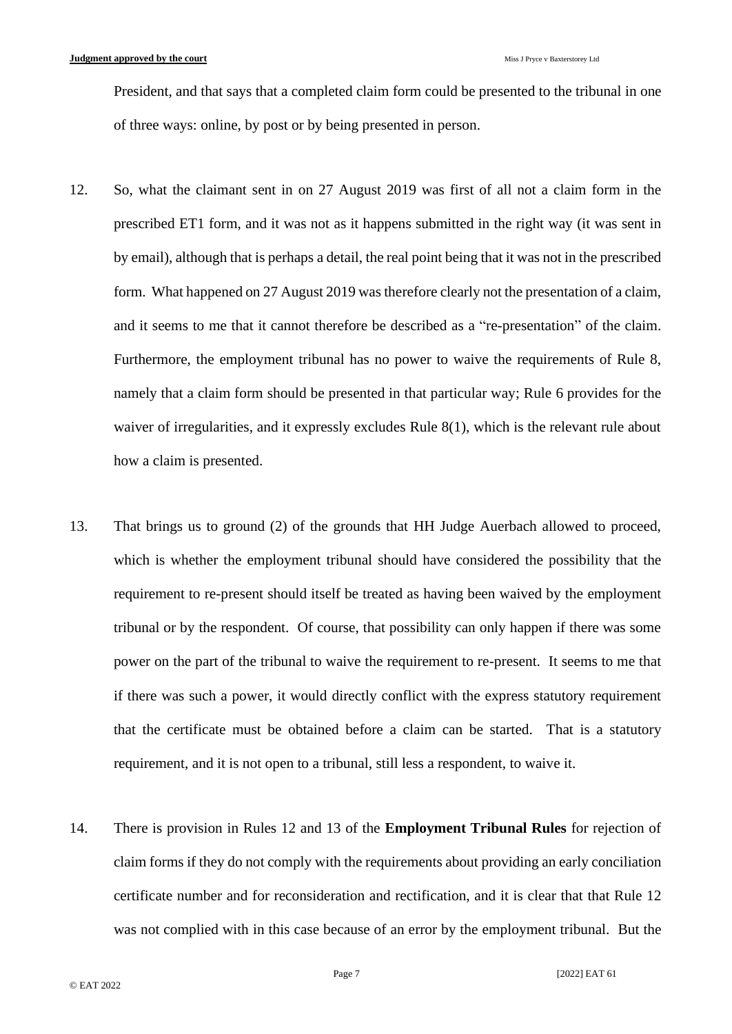President, and that says that a completed claim form could be presented to the tribunal in one of three ways: online, by post or by being presented in person.

12. So, what the claimant sent in on 27 August 2019 was first of all not a claim form in the prescribed ET1 form, and it was not as it happens submitted in the right way (it was sent in by email), although that is perhaps a detail, the real point being that it was not in the prescribed form. What happened on 27 August 2019 was therefore clearly not the presentation of a claim, and it seems to me that it cannot therefore be described as a "re-presentation" of the claim. Furthermore, the employment tribunal has no power to waive the requirements of Rule 8, namely that a claim form should be presented in that particular way; Rule 6 provides for the waiver of irregularities, and it expressly excludes Rule 8(1), which is the relevant rule about how a claim is presented.

13. That brings us to ground (2) of the grounds that HH Judge Auerbach allowed to proceed, which is whether the employment tribunal should have considered the possibility that the requirement to re-present should itself be treated as having been waived by the employment tribunal or by the respondent. Of course, that possibility can only happen if there was some power on the part of the tribunal to waive the requirement to re-present. It seems to me that if there was such a power, it would directly conflict with the express statutory requirement that the certificate must be obtained before a claim can be started. That is a statutory requirement, and it is not open to a tribunal, still less a respondent, to waive it.

14. There is provision in Rules 12 and 13 of the **Employment Tribunal Rules** for rejection of claim forms if they do not comply with the requirements about providing an early conciliation certificate number and for reconsideration and rectification, and it is clear that that Rule 12 was not complied with in this case because of an error by the employment tribunal. But the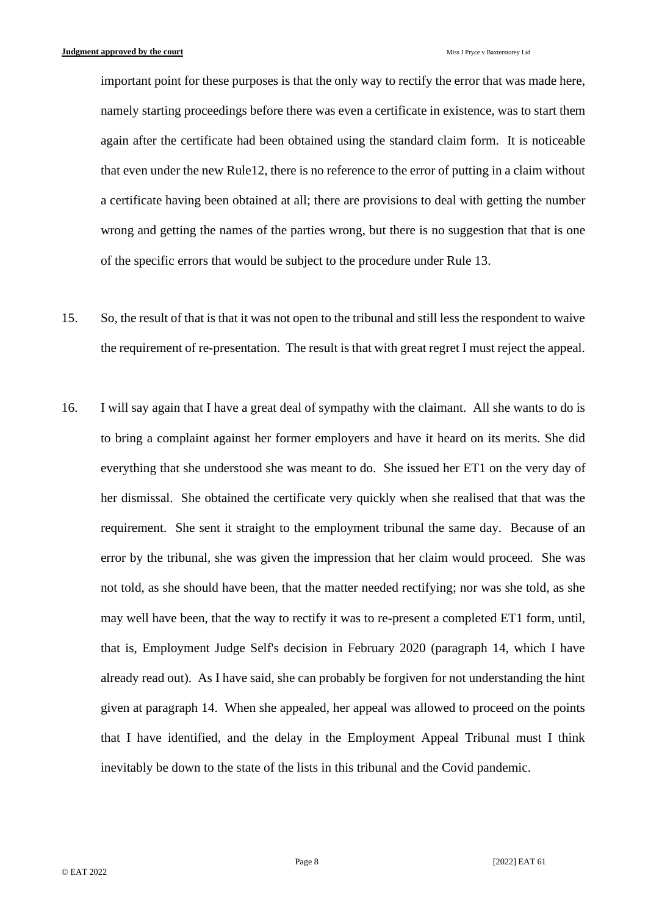important point for these purposes is that the only way to rectify the error that was made here, namely starting proceedings before there was even a certificate in existence, was to start them again after the certificate had been obtained using the standard claim form. It is noticeable that even under the new Rule12, there is no reference to the error of putting in a claim without a certificate having been obtained at all; there are provisions to deal with getting the number wrong and getting the names of the parties wrong, but there is no suggestion that that is one of the specific errors that would be subject to the procedure under Rule 13.

15. So, the result of that is that it was not open to the tribunal and still less the respondent to waive the requirement of re-presentation. The result is that with great regret I must reject the appeal.

16. I will say again that I have a great deal of sympathy with the claimant. All she wants to do is to bring a complaint against her former employers and have it heard on its merits. She did everything that she understood she was meant to do. She issued her ET1 on the very day of her dismissal. She obtained the certificate very quickly when she realised that that was the requirement. She sent it straight to the employment tribunal the same day. Because of an error by the tribunal, she was given the impression that her claim would proceed. She was not told, as she should have been, that the matter needed rectifying; nor was she told, as she may well have been, that the way to rectify it was to re-present a completed ET1 form, until, that is, Employment Judge Self's decision in February 2020 (paragraph 14, which I have already read out). As I have said, she can probably be forgiven for not understanding the hint given at paragraph 14. When she appealed, her appeal was allowed to proceed on the points that I have identified, and the delay in the Employment Appeal Tribunal must I think inevitably be down to the state of the lists in this tribunal and the Covid pandemic.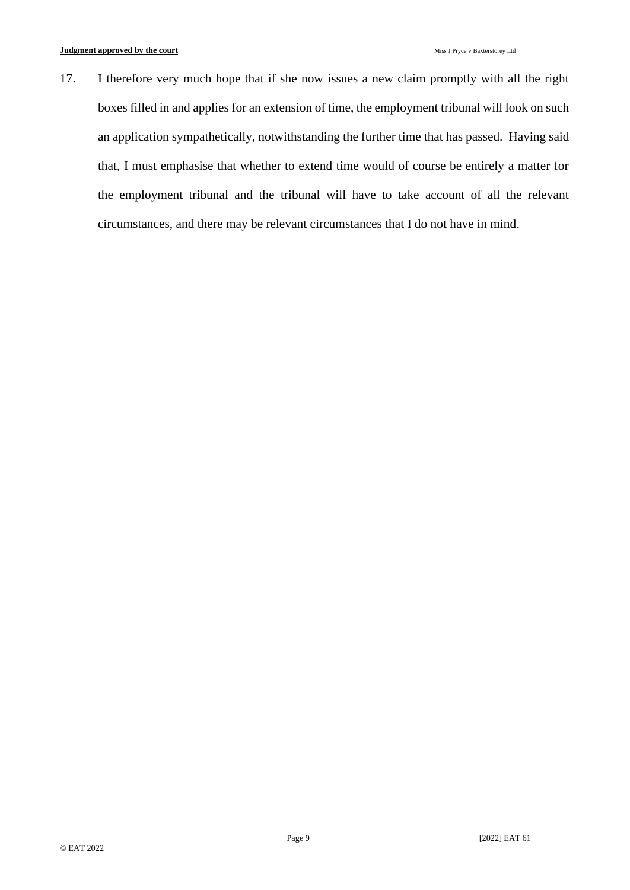17. I therefore very much hope that if she now issues a new claim promptly with all the right boxes filled in and applies for an extension of time, the employment tribunal will look on such an application sympathetically, notwithstanding the further time that has passed. Having said that, I must emphasise that whether to extend time would of course be entirely a matter for the employment tribunal and the tribunal will have to take account of all the relevant circumstances, and there may be relevant circumstances that I do not have in mind.